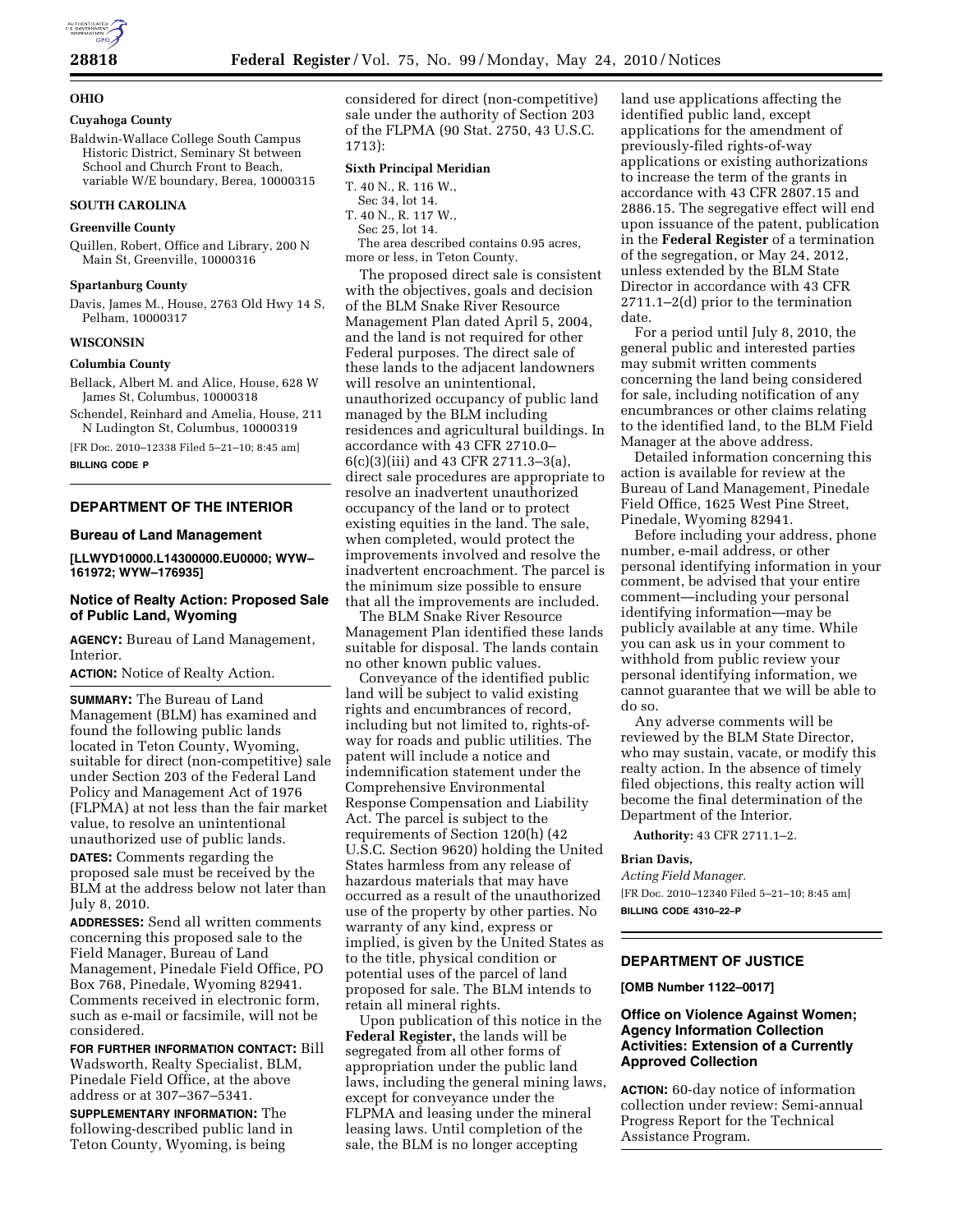## OHIO

### Cuyahoga County

Baldwin-Wallace College South Campus Historic District, Seminary St between School and Church Front to Beach, variable W/E boundary, Berea, 10000315

## SOUTH CAROLINA

### Greenville County

Quillen, Robert, Office and Library, 200 N Main St, Greenville, 10000316

### Spartanburg County

Davis, James M., House, 2763 Old Hwy 14 S, Pelham, 10000317

## WISCONSIN

### Columbia County

Bellack, Albert M. and Alice, House, 628 W James St, Columbus, 10000318

Schendel, Reinhard and Amelia, House, 211 N Ludington St, Columbus, 10000319

[FR Doc. 2010–12338 Filed 5–21–10; 8:45 am]

**BILLING CODE P**

---

# DEPARTMENT OF THE INTERIOR

## Bureau of Land Management

**[LLWYD10000.L14300000.EU0000; WYW–161972; WYW–176935]**

## Notice of Realty Action: Proposed Sale of Public Land, Wyoming

**AGENCY:** Bureau of Land Management, Interior.

**ACTION:** Notice of Realty Action.

**SUMMARY:** The Bureau of Land Management (BLM) has examined and found the following public lands located in Teton County, Wyoming, suitable for direct (non-competitive) sale under Section 203 of the Federal Land Policy and Management Act of 1976 (FLPMA) at not less than the fair market value, to resolve an unintentional unauthorized use of public lands.

**DATES:** Comments regarding the proposed sale must be received by the BLM at the address below not later than July 8, 2010.

**ADDRESSES:** Send all written comments concerning this proposed sale to the Field Manager, Bureau of Land Management, Pinedale Field Office, PO Box 768, Pinedale, Wyoming 82941. Comments received in electronic form, such as e-mail or facsimile, will not be considered.

**FOR FURTHER INFORMATION CONTACT:** Bill Wadsworth, Realty Specialist, BLM, Pinedale Field Office, at the above address or at 307–367–5341.

**SUPPLEMENTARY INFORMATION:** The following-described public land in Teton County, Wyoming, is being considered for direct (non-competitive) sale under the authority of Section 203 of the FLPMA (90 Stat. 2750, 43 U.S.C. 1713):

### Sixth Principal Meridian

T. 40 N., R. 116 W.,
Sec 34, lot 14.
T. 40 N., R. 117 W.,
Sec 25, lot 14.

The area described contains 0.95 acres, more or less, in Teton County.

The proposed direct sale is consistent with the objectives, goals and decision of the BLM Snake River Resource Management Plan dated April 5, 2004, and the land is not required for other Federal purposes. The direct sale of these lands to the adjacent landowners will resolve an unintentional, unauthorized occupancy of public land managed by the BLM including residences and agricultural buildings. In accordance with 43 CFR 2710.0–6(c)(3)(iii) and 43 CFR 2711.3–3(a), direct sale procedures are appropriate to resolve an inadvertent unauthorized occupancy of the land or to protect existing equities in the land. The sale, when completed, would protect the improvements involved and resolve the inadvertent encroachment. The parcel is the minimum size possible to ensure that all the improvements are included.

The BLM Snake River Resource Management Plan identified these lands suitable for disposal. The lands contain no other known public values.

Conveyance of the identified public land will be subject to valid existing rights and encumbrances of record, including but not limited to, rights-of-way for roads and public utilities. The patent will include a notice and indemnification statement under the Comprehensive Environmental Response Compensation and Liability Act. The parcel is subject to the requirements of Section 120(h) (42 U.S.C. Section 9620) holding the United States harmless from any release of hazardous materials that may have occurred as a result of the unauthorized use of the property by other parties. No warranty of any kind, express or implied, is given by the United States as to the title, physical condition or potential uses of the parcel of land proposed for sale. The BLM intends to retain all mineral rights.

Upon publication of this notice in the **Federal Register,** the lands will be segregated from all other forms of appropriation under the public land laws, including the general mining laws, except for conveyance under the FLPMA and leasing under the mineral leasing laws. Until completion of the sale, the BLM is no longer accepting land use applications affecting the identified public land, except applications for the amendment of previously-filed rights-of-way applications or existing authorizations to increase the term of the grants in accordance with 43 CFR 2807.15 and 2886.15. The segregative effect will end upon issuance of the patent, publication in the **Federal Register** of a termination of the segregation, or May 24, 2012, unless extended by the BLM State Director in accordance with 43 CFR 2711.1–2(d) prior to the termination date.

For a period until July 8, 2010, the general public and interested parties may submit written comments concerning the land being considered for sale, including notification of any encumbrances or other claims relating to the identified land, to the BLM Field Manager at the above address.

Detailed information concerning this action is available for review at the Bureau of Land Management, Pinedale Field Office, 1625 West Pine Street, Pinedale, Wyoming 82941.

Before including your address, phone number, e-mail address, or other personal identifying information in your comment, be advised that your entire comment—including your personal identifying information—may be publicly available at any time. While you can ask us in your comment to withhold from public review your personal identifying information, we cannot guarantee that we will be able to do so.

Any adverse comments will be reviewed by the BLM State Director, who may sustain, vacate, or modify this realty action. In the absence of timely filed objections, this realty action will become the final determination of the Department of the Interior.

**Authority:** 43 CFR 2711.1–2.

**Brian Davis,**

*Acting Field Manager.*

[FR Doc. 2010–12340 Filed 5–21–10; 8:45 am]

**BILLING CODE 4310–22–P**

---

# DEPARTMENT OF JUSTICE

**[OMB Number 1122–0017]**

## Office on Violence Against Women; Agency Information Collection Activities: Extension of a Currently Approved Collection

**ACTION:** 60-day notice of information collection under review: Semi-annual Progress Report for the Technical Assistance Program.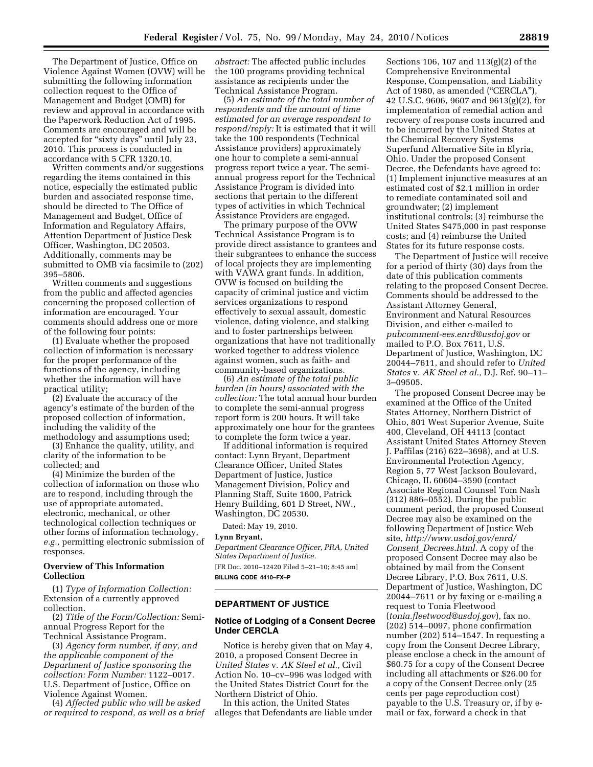The Department of Justice, Office on Violence Against Women (OVW) will be submitting the following information collection request to the Office of Management and Budget (OMB) for review and approval in accordance with the Paperwork Reduction Act of 1995. Comments are encouraged and will be accepted for "sixty days" until July 23, 2010. This process is conducted in accordance with 5 CFR 1320.10.

Written comments and/or suggestions regarding the items contained in this notice, especially the estimated public burden and associated response time, should be directed to The Office of Management and Budget, Office of Information and Regulatory Affairs, Attention Department of Justice Desk Officer, Washington, DC 20503. Additionally, comments may be submitted to OMB via facsimile to (202) 395–5806.

Written comments and suggestions from the public and affected agencies concerning the proposed collection of information are encouraged. Your comments should address one or more of the following four points:

(1) Evaluate whether the proposed collection of information is necessary for the proper performance of the functions of the agency, including whether the information will have practical utility;

(2) Evaluate the accuracy of the agency's estimate of the burden of the proposed collection of information, including the validity of the methodology and assumptions used;

(3) Enhance the quality, utility, and clarity of the information to be collected; and

(4) Minimize the burden of the collection of information on those who are to respond, including through the use of appropriate automated, electronic, mechanical, or other technological collection techniques or other forms of information technology, *e.g.,* permitting electronic submission of responses.

**Overview of This Information Collection**

(1) *Type of Information Collection:* Extension of a currently approved collection.

(2) *Title of the Form/Collection:* Semi-annual Progress Report for the Technical Assistance Program.

(3) *Agency form number, if any, and the applicable component of the Department of Justice sponsoring the collection:* Form Number: 1122–0017. U.S. Department of Justice, Office on Violence Against Women.

(4) *Affected public who will be asked or required to respond, as well as a brief abstract:* The affected public includes the 100 programs providing technical assistance as recipients under the Technical Assistance Program.

(5) *An estimate of the total number of respondents and the amount of time estimated for an average respondent to respond/reply:* It is estimated that it will take the 100 respondents (Technical Assistance providers) approximately one hour to complete a semi-annual progress report twice a year. The semi-annual progress report for the Technical Assistance Program is divided into sections that pertain to the different types of activities in which Technical Assistance Providers are engaged.

The primary purpose of the OVW Technical Assistance Program is to provide direct assistance to grantees and their subgrantees to enhance the success of local projects they are implementing with VAWA grant funds. In addition, OVW is focused on building the capacity of criminal justice and victim services organizations to respond effectively to sexual assault, domestic violence, dating violence, and stalking and to foster partnerships between organizations that have not traditionally worked together to address violence against women, such as faith- and community-based organizations.

(6) *An estimate of the total public burden (in hours) associated with the collection:* The total annual hour burden to complete the semi-annual progress report form is 200 hours. It will take approximately one hour for the grantees to complete the form twice a year.

If additional information is required contact: Lynn Bryant, Department Clearance Officer, United States Department of Justice, Justice Management Division, Policy and Planning Staff, Suite 1600, Patrick Henry Building, 601 D Street, NW., Washington, DC 20530.

Dated: May 19, 2010.

**Lynn Bryant,**

*Department Clearance Officer, PRA, United States Department of Justice.*

[FR Doc. 2010–12420 Filed 5–21–10; 8:45 am]

**BILLING CODE 4410–FX–P**

---

## DEPARTMENT OF JUSTICE

### Notice of Lodging of a Consent Decree Under CERCLA

Notice is hereby given that on May 4, 2010, a proposed Consent Decree in *United States* v. *AK Steel et al.,* Civil Action No. 10–cv–996 was lodged with the United States District Court for the Northern District of Ohio.

In this action, the United States alleges that Defendants are liable under Sections 106, 107 and 113(g)(2) of the Comprehensive Environmental Response, Compensation, and Liability Act of 1980, as amended ("CERCLA"), 42 U.S.C. 9606, 9607 and 9613(g)(2), for implementation of remedial action and recovery of response costs incurred and to be incurred by the United States at the Chemical Recovery Systems Superfund Alternative Site in Elyria, Ohio. Under the proposed Consent Decree, the Defendants have agreed to: (1) Implement injunctive measures at an estimated cost of $2.1 million in order to remediate contaminated soil and groundwater; (2) implement institutional controls; (3) reimburse the United States $475,000 in past response costs; and (4) reimburse the United States for its future response costs.

The Department of Justice will receive for a period of thirty (30) days from the date of this publication comments relating to the proposed Consent Decree. Comments should be addressed to the Assistant Attorney General, Environment and Natural Resources Division, and either e-mailed to *pubcomment-ees.enrd@usdoj.gov* or mailed to P.O. Box 7611, U.S. Department of Justice, Washington, DC 20044–7611, and should refer to *United States* v. *AK Steel et al.,* D.J. Ref. 90–11–3–09505.

The proposed Consent Decree may be examined at the Office of the United States Attorney, Northern District of Ohio, 801 West Superior Avenue, Suite 400, Cleveland, OH 44113 (contact Assistant United States Attorney Steven J. Paffilas (216) 622–3698), and at U.S. Environmental Protection Agency, Region 5, 77 West Jackson Boulevard, Chicago, IL 60604–3590 (contact Associate Regional Counsel Tom Nash (312) 886–0552). During the public comment period, the proposed Consent Decree may also be examined on the following Department of Justice Web site, *http://www.usdoj.gov/enrd/Consent_Decrees.html.* A copy of the proposed Consent Decree may also be obtained by mail from the Consent Decree Library, P.O. Box 7611, U.S. Department of Justice, Washington, DC 20044–7611 or by faxing or e-mailing a request to Tonia Fleetwood (*tonia.fleetwood@usdoj.gov*), fax no. (202) 514–0097, phone confirmation number (202) 514–1547. In requesting a copy from the Consent Decree Library, please enclose a check in the amount of $60.75 for a copy of the Consent Decree including all attachments or $26.00 for a copy of the Consent Decree only (25 cents per page reproduction cost) payable to the U.S. Treasury or, if by e-mail or fax, forward a check in that